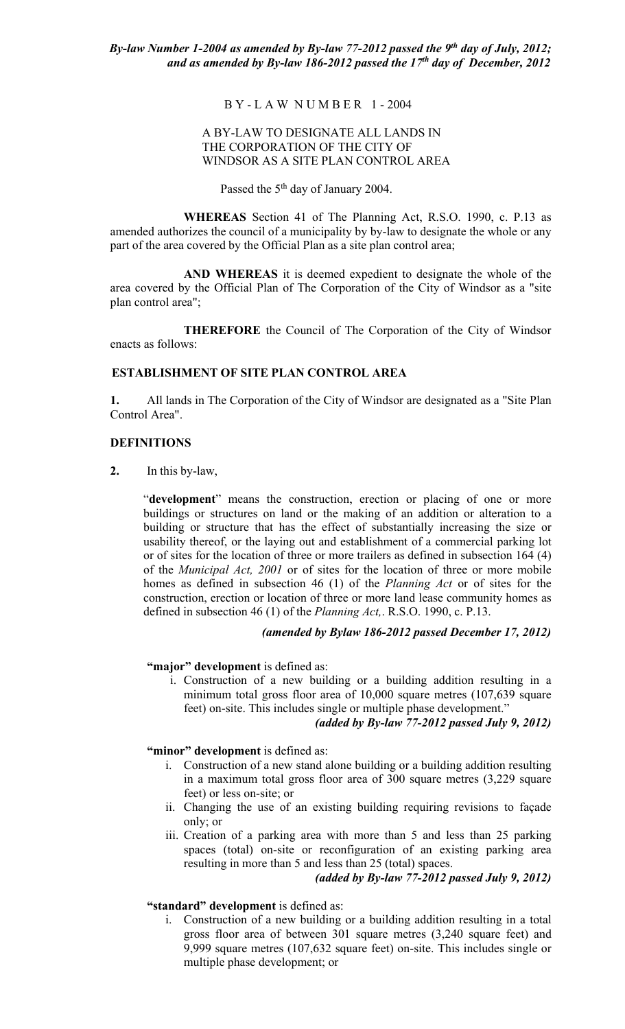***By-law Number 1-2004 as amended by By-law 77-2012 passed the 9th day of July, 2012; and as amended by By-law 186-2012 passed the 17th day of December, 2012***

B Y - L A W N U M B E R 1 - 2004

A BY-LAW TO DESIGNATE ALL LANDS IN THE CORPORATION OF THE CITY OF WINDSOR AS A SITE PLAN CONTROL AREA

Passed the 5th day of January 2004.

**WHEREAS** Section 41 of The Planning Act, R.S.O. 1990, c. P.13 as amended authorizes the council of a municipality by by-law to designate the whole or any part of the area covered by the Official Plan as a site plan control area;

**AND WHEREAS** it is deemed expedient to designate the whole of the area covered by the Official Plan of The Corporation of the City of Windsor as a "site plan control area";

**THEREFORE** the Council of The Corporation of the City of Windsor enacts as follows:

**ESTABLISHMENT OF SITE PLAN CONTROL AREA**

**1.** All lands in The Corporation of the City of Windsor are designated as a "Site Plan Control Area".

**DEFINITIONS**

**2.** In this by-law,

"**development**" means the construction, erection or placing of one or more buildings or structures on land or the making of an addition or alteration to a building or structure that has the effect of substantially increasing the size or usability thereof, or the laying out and establishment of a commercial parking lot or of sites for the location of three or more trailers as defined in subsection 164 (4) of the *Municipal Act, 2001* or of sites for the location of three or more mobile homes as defined in subsection 46 (1) of the *Planning Act* or of sites for the construction, erection or location of three or more land lease community homes as defined in subsection 46 (1) of the *Planning Act,*. R.S.O. 1990, c. P.13.

***(amended by Bylaw 186-2012 passed December 17, 2012)***

**"major" development** is defined as:

i. Construction of a new building or a building addition resulting in a minimum total gross floor area of 10,000 square metres (107,639 square feet) on-site. This includes single or multiple phase development."

***(added by By-law 77-2012 passed July 9, 2012)***

**"minor" development** is defined as:

i. Construction of a new stand alone building or a building addition resulting in a maximum total gross floor area of 300 square metres (3,229 square feet) or less on-site; or
ii. Changing the use of an existing building requiring revisions to façade only; or
iii. Creation of a parking area with more than 5 and less than 25 parking spaces (total) on-site or reconfiguration of an existing parking area resulting in more than 5 and less than 25 (total) spaces.

***(added by By-law 77-2012 passed July 9, 2012)***

**"standard" development** is defined as:

i. Construction of a new building or a building addition resulting in a total gross floor area of between 301 square metres (3,240 square feet) and 9,999 square metres (107,632 square feet) on-site. This includes single or multiple phase development; or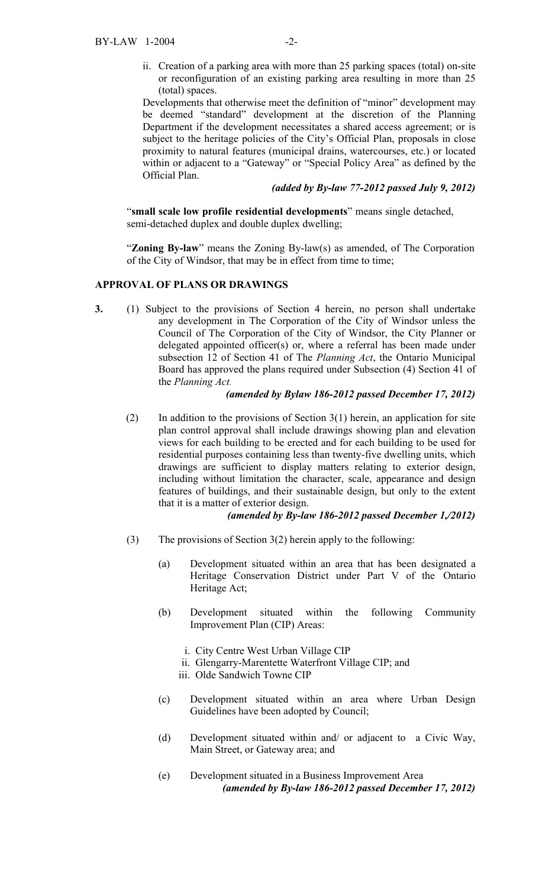ii. Creation of a parking area with more than 25 parking spaces (total) on-site or reconfiguration of an existing parking area resulting in more than 25 (total) spaces.

Developments that otherwise meet the definition of "minor" development may be deemed "standard" development at the discretion of the Planning Department if the development necessitates a shared access agreement; or is subject to the heritage policies of the City's Official Plan, proposals in close proximity to natural features (municipal drains, watercourses, etc.) or located within or adjacent to a "Gateway" or "Special Policy Area" as defined by the Official Plan.

***(added by By-law 77-2012 passed July 9, 2012)***

"**small scale low profile residential developments**" means single detached, semi-detached duplex and double duplex dwelling;

"**Zoning By-law**" means the Zoning By-law(s) as amended, of The Corporation of the City of Windsor, that may be in effect from time to time;

## APPROVAL OF PLANS OR DRAWINGS

**3.** (1) Subject to the provisions of Section 4 herein, no person shall undertake any development in The Corporation of the City of Windsor unless the Council of The Corporation of the City of Windsor, the City Planner or delegated appointed officer(s) or, where a referral has been made under subsection 12 of Section 41 of The *Planning Act*, the Ontario Municipal Board has approved the plans required under Subsection (4) Section 41 of the *Planning Act.*

***(amended by Bylaw 186-2012 passed December 17, 2012)***

(2) In addition to the provisions of Section 3(1) herein, an application for site plan control approval shall include drawings showing plan and elevation views for each building to be erected and for each building to be used for residential purposes containing less than twenty-five dwelling units, which drawings are sufficient to display matters relating to exterior design, including without limitation the character, scale, appearance and design features of buildings, and their sustainable design, but only to the extent that it is a matter of exterior design.

***(amended by By-law 186-2012 passed December 1,/2012)***

(3) The provisions of Section 3(2) herein apply to the following:

(a) Development situated within an area that has been designated a Heritage Conservation District under Part V of the Ontario Heritage Act;

(b) Development situated within the following Community Improvement Plan (CIP) Areas:

i. City Centre West Urban Village CIP
ii. Glengarry-Marentette Waterfront Village CIP; and
iii. Olde Sandwich Towne CIP

(c) Development situated within an area where Urban Design Guidelines have been adopted by Council;

(d) Development situated within and/ or adjacent to a Civic Way, Main Street, or Gateway area; and

(e) Development situated in a Business Improvement Area

***(amended by By-law 186-2012 passed December 17, 2012)***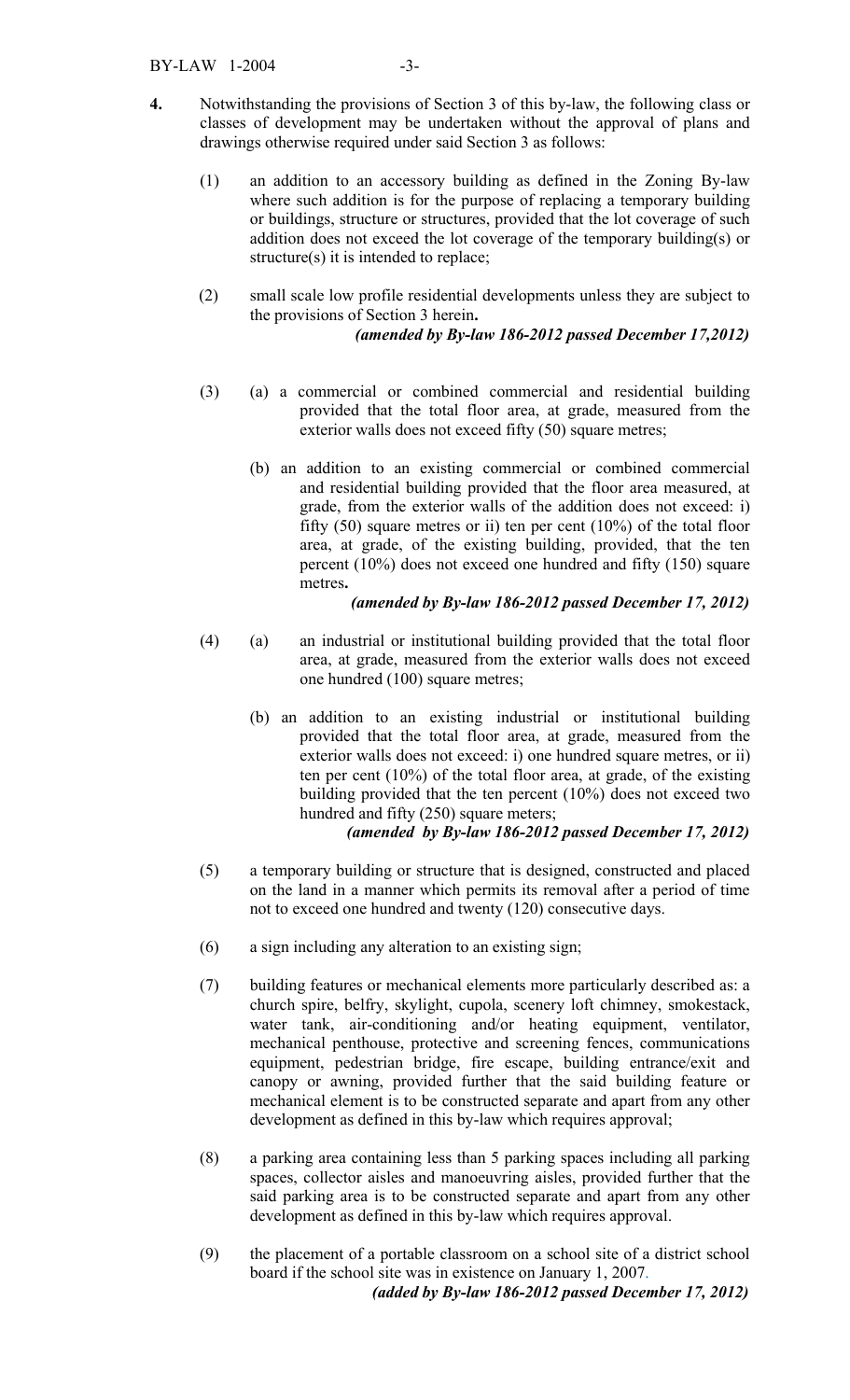**4.** Notwithstanding the provisions of Section 3 of this by-law, the following class or classes of development may be undertaken without the approval of plans and drawings otherwise required under said Section 3 as follows:

(1) an addition to an accessory building as defined in the Zoning By-law where such addition is for the purpose of replacing a temporary building or buildings, structure or structures, provided that the lot coverage of such addition does not exceed the lot coverage of the temporary building(s) or structure(s) it is intended to replace;

(2) small scale low profile residential developments unless they are subject to the provisions of Section 3 herein**.**

***(amended by By-law 186-2012 passed December 17,2012)***

(3) (a) a commercial or combined commercial and residential building provided that the total floor area, at grade, measured from the exterior walls does not exceed fifty (50) square metres;

(b) an addition to an existing commercial or combined commercial and residential building provided that the floor area measured, at grade, from the exterior walls of the addition does not exceed: i) fifty (50) square metres or ii) ten per cent (10%) of the total floor area, at grade, of the existing building, provided, that the ten percent (10%) does not exceed one hundred and fifty (150) square metres**.**

***(amended by By-law 186-2012 passed December 17, 2012)***

(4) (a) an industrial or institutional building provided that the total floor area, at grade, measured from the exterior walls does not exceed one hundred (100) square metres;

(b) an addition to an existing industrial or institutional building provided that the total floor area, at grade, measured from the exterior walls does not exceed: i) one hundred square metres, or ii) ten per cent (10%) of the total floor area, at grade, of the existing building provided that the ten percent (10%) does not exceed two hundred and fifty (250) square meters;

***(amended by By-law 186-2012 passed December 17, 2012)***

(5) a temporary building or structure that is designed, constructed and placed on the land in a manner which permits its removal after a period of time not to exceed one hundred and twenty (120) consecutive days.

(6) a sign including any alteration to an existing sign;

(7) building features or mechanical elements more particularly described as: a church spire, belfry, skylight, cupola, scenery loft chimney, smokestack, water tank, air-conditioning and/or heating equipment, ventilator, mechanical penthouse, protective and screening fences, communications equipment, pedestrian bridge, fire escape, building entrance/exit and canopy or awning, provided further that the said building feature or mechanical element is to be constructed separate and apart from any other development as defined in this by-law which requires approval;

(8) a parking area containing less than 5 parking spaces including all parking spaces, collector aisles and manoeuvring aisles, provided further that the said parking area is to be constructed separate and apart from any other development as defined in this by-law which requires approval.

(9) the placement of a portable classroom on a school site of a district school board if the school site was in existence on January 1, 2007.

***(added by By-law 186-2012 passed December 17, 2012)***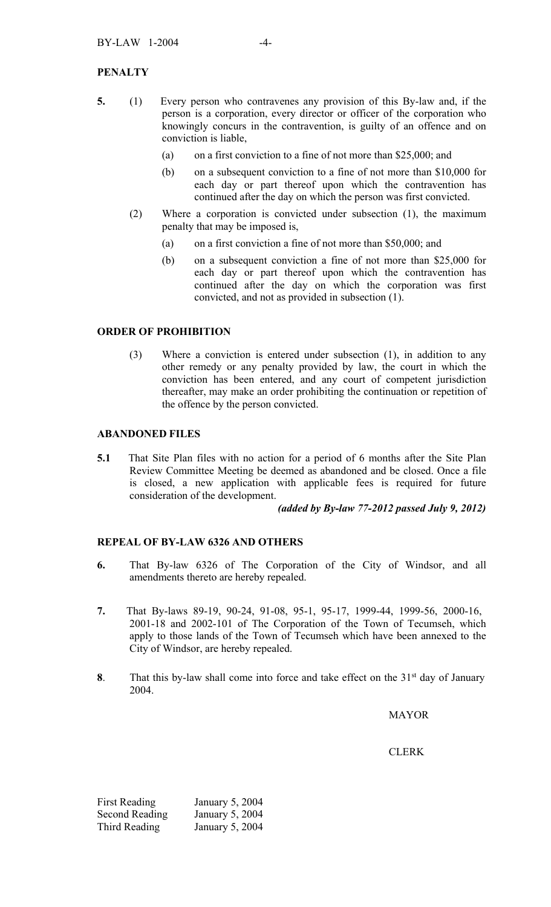## PENALTY

**5.** (1) Every person who contravenes any provision of this By-law and, if the person is a corporation, every director or officer of the corporation who knowingly concurs in the contravention, is guilty of an offence and on conviction is liable,

(a) on a first conviction to a fine of not more than $25,000; and

(b) on a subsequent conviction to a fine of not more than $10,000 for each day or part thereof upon which the contravention has continued after the day on which the person was first convicted.

(2) Where a corporation is convicted under subsection (1), the maximum penalty that may be imposed is,

(a) on a first conviction a fine of not more than $50,000; and

(b) on a subsequent conviction a fine of not more than $25,000 for each day or part thereof upon which the contravention has continued after the day on which the corporation was first convicted, and not as provided in subsection (1).

## ORDER OF PROHIBITION

(3) Where a conviction is entered under subsection (1), in addition to any other remedy or any penalty provided by law, the court in which the conviction has been entered, and any court of competent jurisdiction thereafter, may make an order prohibiting the continuation or repetition of the offence by the person convicted.

## ABANDONED FILES

**5.1** That Site Plan files with no action for a period of 6 months after the Site Plan Review Committee Meeting be deemed as abandoned and be closed. Once a file is closed, a new application with applicable fees is required for future consideration of the development.

***(added by By-law 77-2012 passed July 9, 2012)***

## REPEAL OF BY-LAW 6326 AND OTHERS

**6.** That By-law 6326 of The Corporation of the City of Windsor, and all amendments thereto are hereby repealed.

**7.** That By-laws 89-19, 90-24, 91-08, 95-1, 95-17, 1999-44, 1999-56, 2000-16, 2001-18 and 2002-101 of The Corporation of the Town of Tecumseh, which apply to those lands of the Town of Tecumseh which have been annexed to the City of Windsor, are hereby repealed.

**8**. That this by-law shall come into force and take effect on the 31st day of January 2004.

MAYOR

CLERK

| | |
|---|---|
| First Reading | January 5, 2004 |
| Second Reading | January 5, 2004 |
| Third Reading | January 5, 2004 |